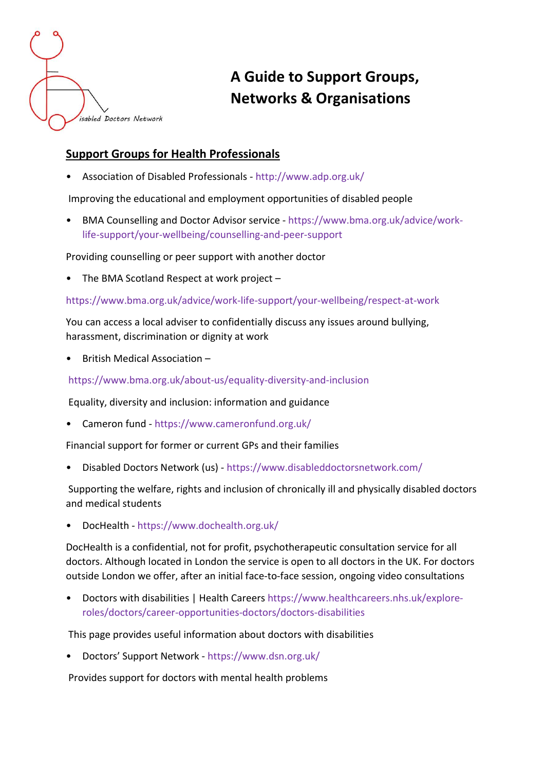# A Guide to Support Groups, Networks & Organisations

## Support Groups for Health Professionals

- Association of Disabled Professionals - http://www.adp.org.uk/

Improving the educational and employment opportunities of disabled people

- BMA Counselling and Doctor Advisor service - https://www.bma.org.uk/advice/work-life-support/your-wellbeing/counselling-and-peer-support

Providing counselling or peer support with another doctor

- The BMA Scotland Respect at work project –

https://www.bma.org.uk/advice/work-life-support/your-wellbeing/respect-at-work

You can access a local adviser to confidentially discuss any issues around bullying, harassment, discrimination or dignity at work

- British Medical Association –

https://www.bma.org.uk/about-us/equality-diversity-and-inclusion

Equality, diversity and inclusion: information and guidance

- Cameron fund - https://www.cameronfund.org.uk/

Financial support for former or current GPs and their families

- Disabled Doctors Network (us) - https://www.disableddoctorsnetwork.com/

Supporting the welfare, rights and inclusion of chronically ill and physically disabled doctors and medical students

- DocHealth - https://www.dochealth.org.uk/

DocHealth is a confidential, not for profit, psychotherapeutic consultation service for all doctors. Although located in London the service is open to all doctors in the UK. For doctors outside London we offer, after an initial face-to-face session, ongoing video consultations

- Doctors with disabilities | Health Careers https://www.healthcareers.nhs.uk/explore-roles/doctors/career-opportunities-doctors/doctors-disabilities

This page provides useful information about doctors with disabilities

- Doctors' Support Network - https://www.dsn.org.uk/

Provides support for doctors with mental health problems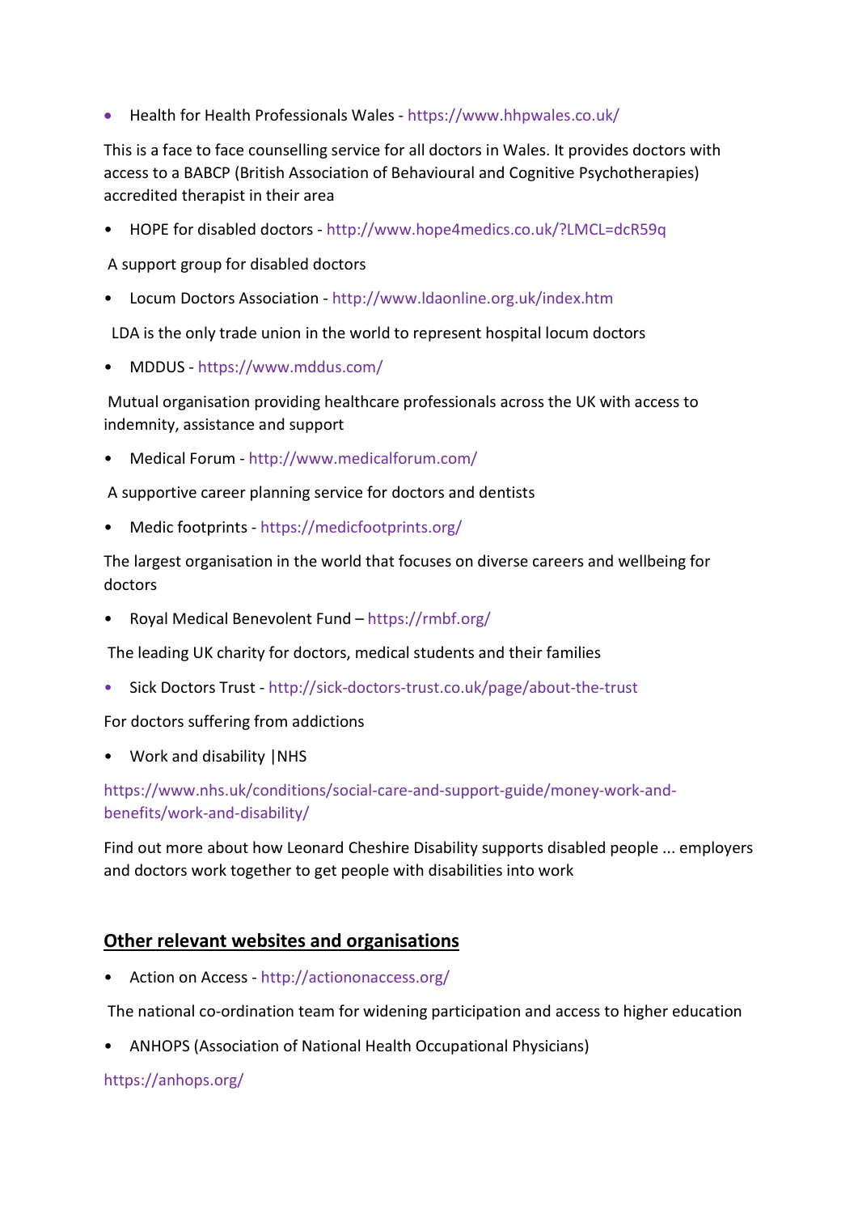- Health for Health Professionals Wales - https://www.hhpwales.co.uk/

This is a face to face counselling service for all doctors in Wales. It provides doctors with access to a BABCP (British Association of Behavioural and Cognitive Psychotherapies) accredited therapist in their area

- HOPE for disabled doctors - http://www.hope4medics.co.uk/?LMCL=dcR59q

A support group for disabled doctors

- Locum Doctors Association - http://www.ldaonline.org.uk/index.htm

LDA is the only trade union in the world to represent hospital locum doctors

- MDDUS - https://www.mddus.com/

Mutual organisation providing healthcare professionals across the UK with access to indemnity, assistance and support

- Medical Forum - http://www.medicalforum.com/

A supportive career planning service for doctors and dentists

- Medic footprints - https://medicfootprints.org/

The largest organisation in the world that focuses on diverse careers and wellbeing for doctors

- Royal Medical Benevolent Fund – https://rmbf.org/

The leading UK charity for doctors, medical students and their families

- Sick Doctors Trust - http://sick-doctors-trust.co.uk/page/about-the-trust

For doctors suffering from addictions

- Work and disability |NHS

https://www.nhs.uk/conditions/social-care-and-support-guide/money-work-and-benefits/work-and-disability/

Find out more about how Leonard Cheshire Disability supports disabled people ... employers and doctors work together to get people with disabilities into work

## Other relevant websites and organisations

- Action on Access - http://actiononaccess.org/

The national co-ordination team for widening participation and access to higher education

- ANHOPS (Association of National Health Occupational Physicians)

https://anhops.org/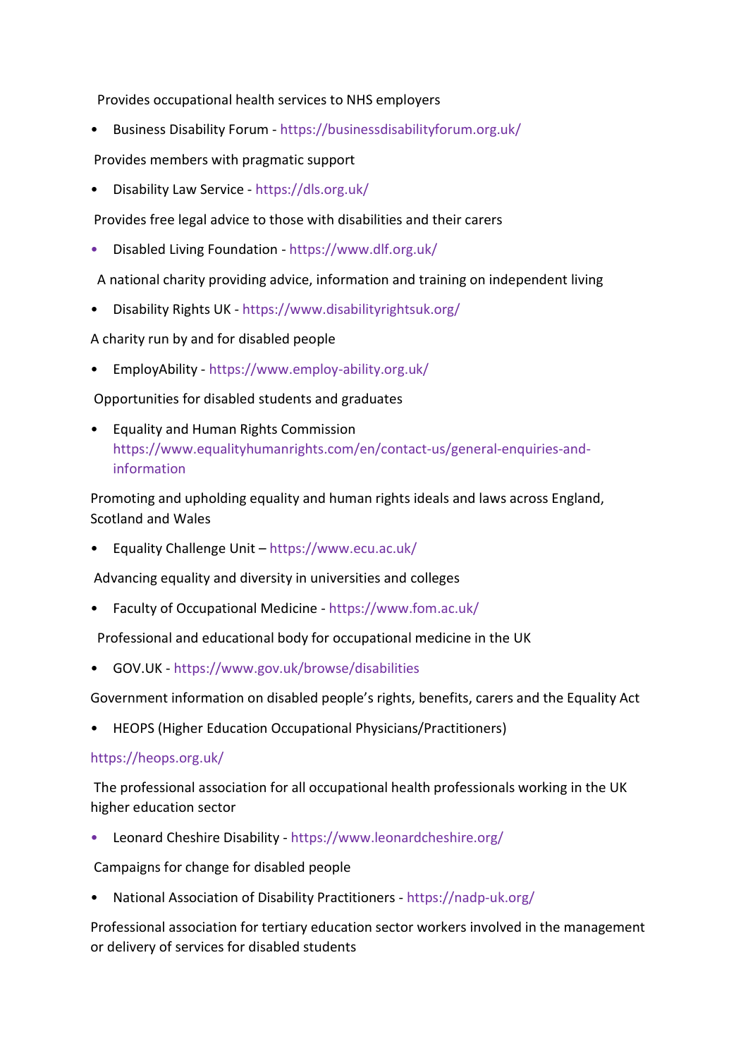Provides occupational health services to NHS employers

- Business Disability Forum - https://businessdisabilityforum.org.uk/

Provides members with pragmatic support

- Disability Law Service - https://dls.org.uk/

Provides free legal advice to those with disabilities and their carers

- Disabled Living Foundation - https://www.dlf.org.uk/

A national charity providing advice, information and training on independent living

- Disability Rights UK - https://www.disabilityrightsuk.org/

A charity run by and for disabled people

- EmployAbility - https://www.employ-ability.org.uk/

Opportunities for disabled students and graduates

- Equality and Human Rights Commission https://www.equalityhumanrights.com/en/contact-us/general-enquiries-and-information

Promoting and upholding equality and human rights ideals and laws across England, Scotland and Wales

- Equality Challenge Unit – https://www.ecu.ac.uk/

Advancing equality and diversity in universities and colleges

- Faculty of Occupational Medicine - https://www.fom.ac.uk/

Professional and educational body for occupational medicine in the UK

- GOV.UK - https://www.gov.uk/browse/disabilities

Government information on disabled people's rights, benefits, carers and the Equality Act

- HEOPS (Higher Education Occupational Physicians/Practitioners)

https://heops.org.uk/

The professional association for all occupational health professionals working in the UK higher education sector

- Leonard Cheshire Disability - https://www.leonardcheshire.org/

Campaigns for change for disabled people

- National Association of Disability Practitioners - https://nadp-uk.org/

Professional association for tertiary education sector workers involved in the management or delivery of services for disabled students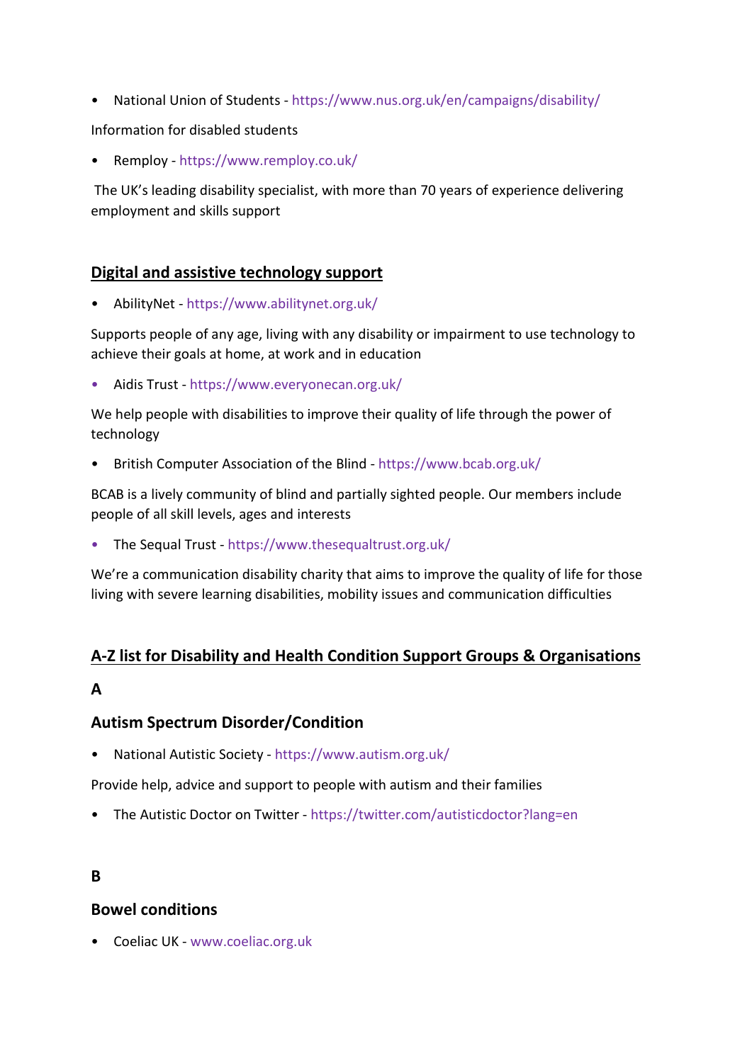- National Union of Students - https://www.nus.org.uk/en/campaigns/disability/

Information for disabled students

- Remploy - https://www.remploy.co.uk/

The UK's leading disability specialist, with more than 70 years of experience delivering employment and skills support

## Digital and assistive technology support

- AbilityNet - https://www.abilitynet.org.uk/

Supports people of any age, living with any disability or impairment to use technology to achieve their goals at home, at work and in education

- Aidis Trust - https://www.everyonecan.org.uk/

We help people with disabilities to improve their quality of life through the power of technology

- British Computer Association of the Blind - https://www.bcab.org.uk/

BCAB is a lively community of blind and partially sighted people. Our members include people of all skill levels, ages and interests

- The Sequal Trust - https://www.thesequaltrust.org.uk/

We're a communication disability charity that aims to improve the quality of life for those living with severe learning disabilities, mobility issues and communication difficulties

## A-Z list for Disability and Health Condition Support Groups & Organisations

### A

### Autism Spectrum Disorder/Condition

- National Autistic Society - https://www.autism.org.uk/

Provide help, advice and support to people with autism and their families

- The Autistic Doctor on Twitter - https://twitter.com/autisticdoctor?lang=en

### B

### Bowel conditions

- Coeliac UK - www.coeliac.org.uk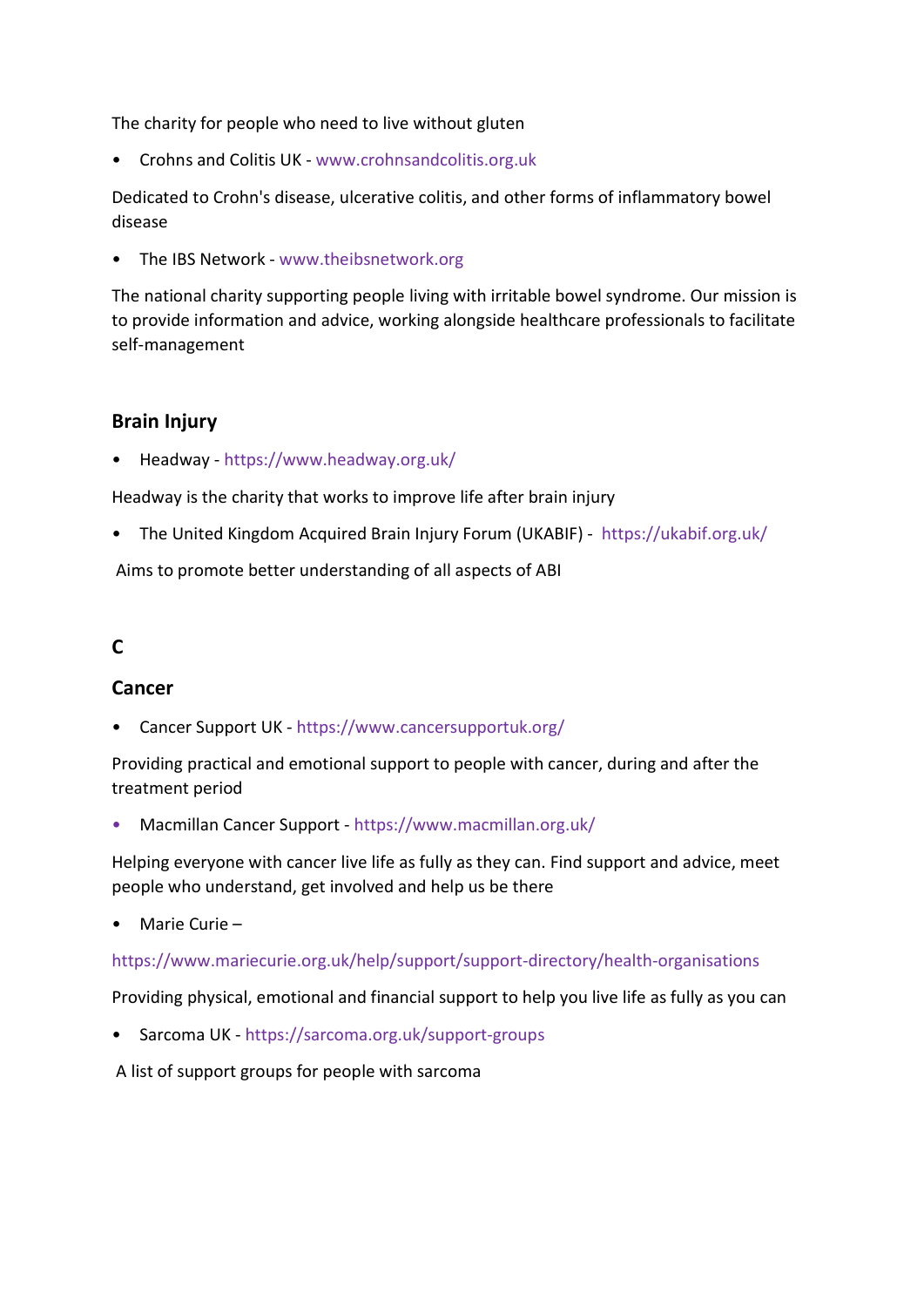The charity for people who need to live without gluten

- Crohns and Colitis UK - www.crohnsandcolitis.org.uk

Dedicated to Crohn's disease, ulcerative colitis, and other forms of inflammatory bowel disease

- The IBS Network - www.theibsnetwork.org

The national charity supporting people living with irritable bowel syndrome. Our mission is to provide information and advice, working alongside healthcare professionals to facilitate self-management

### Brain Injury

- Headway - https://www.headway.org.uk/

Headway is the charity that works to improve life after brain injury

- The United Kingdom Acquired Brain Injury Forum (UKABIF) - https://ukabif.org.uk/

Aims to promote better understanding of all aspects of ABI

## C

### Cancer

- Cancer Support UK - https://www.cancersupportuk.org/

Providing practical and emotional support to people with cancer, during and after the treatment period

- Macmillan Cancer Support - https://www.macmillan.org.uk/

Helping everyone with cancer live life as fully as they can. Find support and advice, meet people who understand, get involved and help us be there

- Marie Curie –

https://www.mariecurie.org.uk/help/support/support-directory/health-organisations

Providing physical, emotional and financial support to help you live life as fully as you can

- Sarcoma UK - https://sarcoma.org.uk/support-groups

A list of support groups for people with sarcoma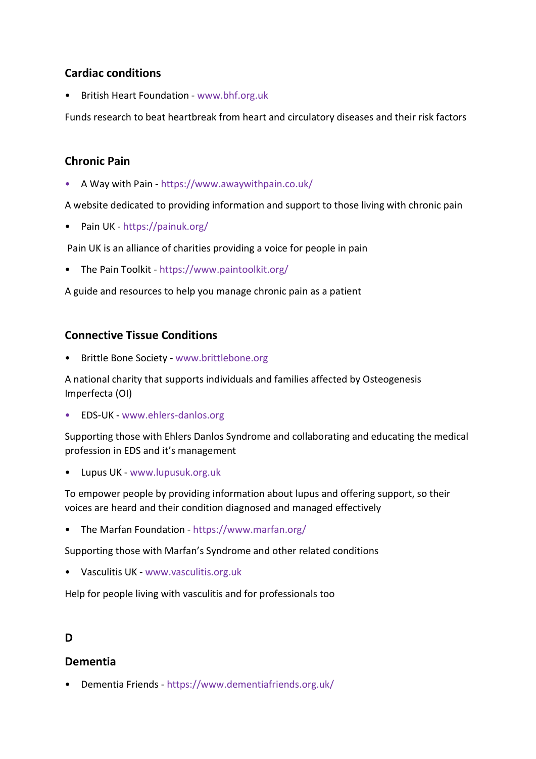## Cardiac conditions

- British Heart Foundation - www.bhf.org.uk

Funds research to beat heartbreak from heart and circulatory diseases and their risk factors

## Chronic Pain

- A Way with Pain - https://www.awaywithpain.co.uk/

A website dedicated to providing information and support to those living with chronic pain

- Pain UK - https://painuk.org/

Pain UK is an alliance of charities providing a voice for people in pain

- The Pain Toolkit - https://www.paintoolkit.org/

A guide and resources to help you manage chronic pain as a patient

## Connective Tissue Conditions

- Brittle Bone Society - www.brittlebone.org

A national charity that supports individuals and families affected by Osteogenesis Imperfecta (OI)

- EDS-UK - www.ehlers-danlos.org

Supporting those with Ehlers Danlos Syndrome and collaborating and educating the medical profession in EDS and it's management

- Lupus UK - www.lupusuk.org.uk

To empower people by providing information about lupus and offering support, so their voices are heard and their condition diagnosed and managed effectively

- The Marfan Foundation - https://www.marfan.org/

Supporting those with Marfan's Syndrome and other related conditions

- Vasculitis UK - www.vasculitis.org.uk

Help for people living with vasculitis and for professionals too

# D

## Dementia

- Dementia Friends - https://www.dementiafriends.org.uk/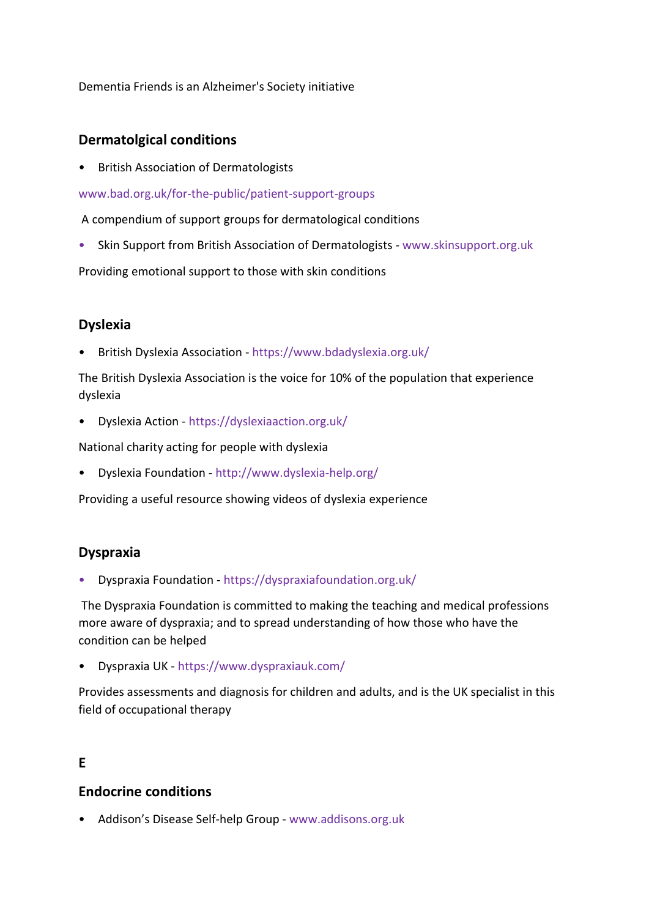Dementia Friends is an Alzheimer's Society initiative

## Dermatolgical conditions

- British Association of Dermatologists

www.bad.org.uk/for-the-public/patient-support-groups

A compendium of support groups for dermatological conditions

- Skin Support from British Association of Dermatologists - www.skinsupport.org.uk

Providing emotional support to those with skin conditions

## Dyslexia

- British Dyslexia Association - https://www.bdadyslexia.org.uk/

The British Dyslexia Association is the voice for 10% of the population that experience dyslexia

- Dyslexia Action - https://dyslexiaaction.org.uk/

National charity acting for people with dyslexia

- Dyslexia Foundation - http://www.dyslexia-help.org/

Providing a useful resource showing videos of dyslexia experience

## Dyspraxia

- Dyspraxia Foundation - https://dyspraxiafoundation.org.uk/

The Dyspraxia Foundation is committed to making the teaching and medical professions more aware of dyspraxia; and to spread understanding of how those who have the condition can be helped

- Dyspraxia UK - https://www.dyspraxiauk.com/

Provides assessments and diagnosis for children and adults, and is the UK specialist in this field of occupational therapy

# E

## Endocrine conditions

- Addison's Disease Self-help Group - www.addisons.org.uk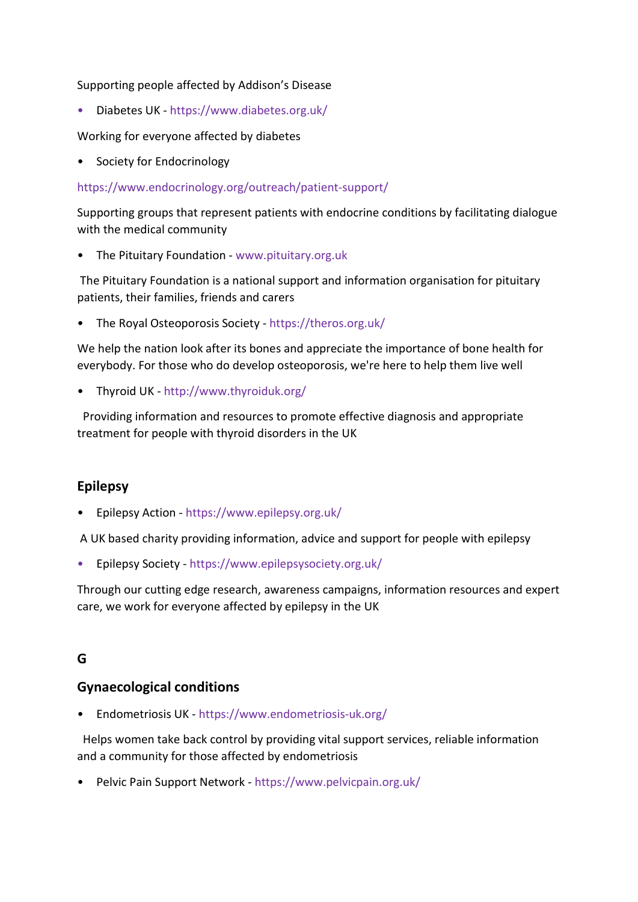Supporting people affected by Addison's Disease

- Diabetes UK - https://www.diabetes.org.uk/

Working for everyone affected by diabetes

- Society for Endocrinology

https://www.endocrinology.org/outreach/patient-support/

Supporting groups that represent patients with endocrine conditions by facilitating dialogue with the medical community

- The Pituitary Foundation - www.pituitary.org.uk

The Pituitary Foundation is a national support and information organisation for pituitary patients, their families, friends and carers

- The Royal Osteoporosis Society - https://theros.org.uk/

We help the nation look after its bones and appreciate the importance of bone health for everybody. For those who do develop osteoporosis, we're here to help them live well

- Thyroid UK - http://www.thyroiduk.org/

Providing information and resources to promote effective diagnosis and appropriate treatment for people with thyroid disorders in the UK

## Epilepsy

- Epilepsy Action - https://www.epilepsy.org.uk/

A UK based charity providing information, advice and support for people with epilepsy

- Epilepsy Society - https://www.epilepsysociety.org.uk/

Through our cutting edge research, awareness campaigns, information resources and expert care, we work for everyone affected by epilepsy in the UK

## G

## Gynaecological conditions

- Endometriosis UK - https://www.endometriosis-uk.org/

Helps women take back control by providing vital support services, reliable information and a community for those affected by endometriosis

- Pelvic Pain Support Network - https://www.pelvicpain.org.uk/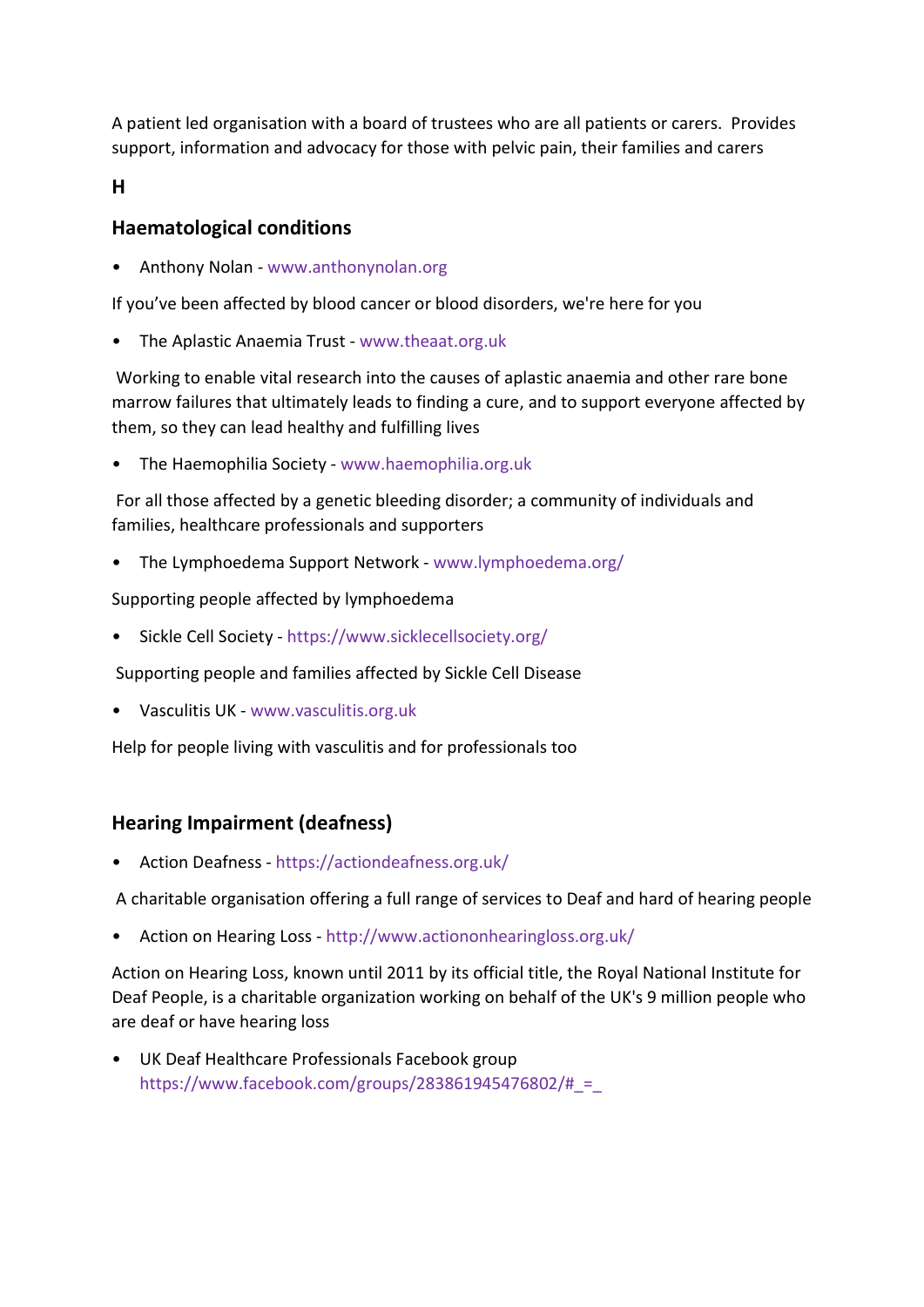A patient led organisation with a board of trustees who are all patients or carers.  Provides support, information and advocacy for those with pelvic pain, their families and carers

**H**

## Haematological conditions

- Anthony Nolan - www.anthonynolan.org

If you've been affected by blood cancer or blood disorders, we're here for you

- The Aplastic Anaemia Trust - www.theaat.org.uk

Working to enable vital research into the causes of aplastic anaemia and other rare bone marrow failures that ultimately leads to finding a cure, and to support everyone affected by them, so they can lead healthy and fulfilling lives

- The Haemophilia Society - www.haemophilia.org.uk

For all those affected by a genetic bleeding disorder; a community of individuals and families, healthcare professionals and supporters

- The Lymphoedema Support Network - www.lymphoedema.org/

Supporting people affected by lymphoedema

- Sickle Cell Society - https://www.sicklecellsociety.org/

Supporting people and families affected by Sickle Cell Disease

- Vasculitis UK - www.vasculitis.org.uk

Help for people living with vasculitis and for professionals too

## Hearing Impairment (deafness)

- Action Deafness - https://actiondeafness.org.uk/

A charitable organisation offering a full range of services to Deaf and hard of hearing people

- Action on Hearing Loss - http://www.actiononhearingloss.org.uk/

Action on Hearing Loss, known until 2011 by its official title, the Royal National Institute for Deaf People, is a charitable organization working on behalf of the UK's 9 million people who are deaf or have hearing loss

- UK Deaf Healthcare Professionals Facebook group https://www.facebook.com/groups/283861945476802/#_=_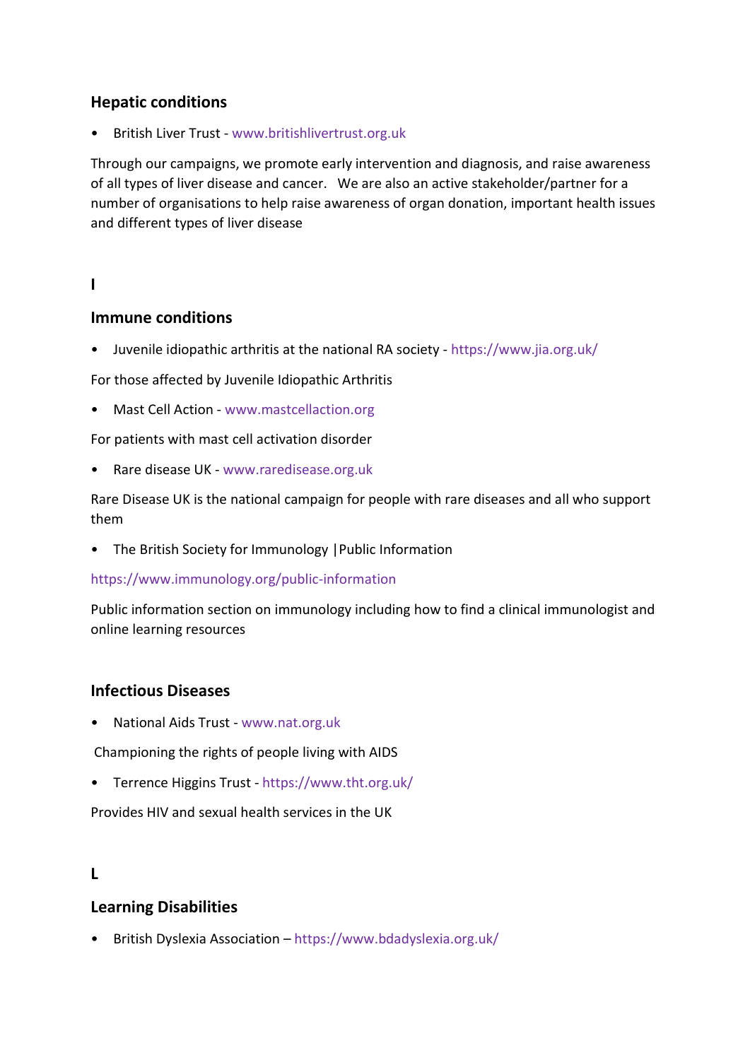## Hepatic conditions

- British Liver Trust - www.britishlivertrust.org.uk

Through our campaigns, we promote early intervention and diagnosis, and raise awareness of all types of liver disease and cancer. We are also an active stakeholder/partner for a number of organisations to help raise awareness of organ donation, important health issues and different types of liver disease

# I

## Immune conditions

- Juvenile idiopathic arthritis at the national RA society - https://www.jia.org.uk/

For those affected by Juvenile Idiopathic Arthritis

- Mast Cell Action - www.mastcellaction.org

For patients with mast cell activation disorder

- Rare disease UK - www.raredisease.org.uk

Rare Disease UK is the national campaign for people with rare diseases and all who support them

- The British Society for Immunology |Public Information

https://www.immunology.org/public-information

Public information section on immunology including how to find a clinical immunologist and online learning resources

## Infectious Diseases

- National Aids Trust - www.nat.org.uk

Championing the rights of people living with AIDS

- Terrence Higgins Trust - https://www.tht.org.uk/

Provides HIV and sexual health services in the UK

# L

## Learning Disabilities

- British Dyslexia Association – https://www.bdadyslexia.org.uk/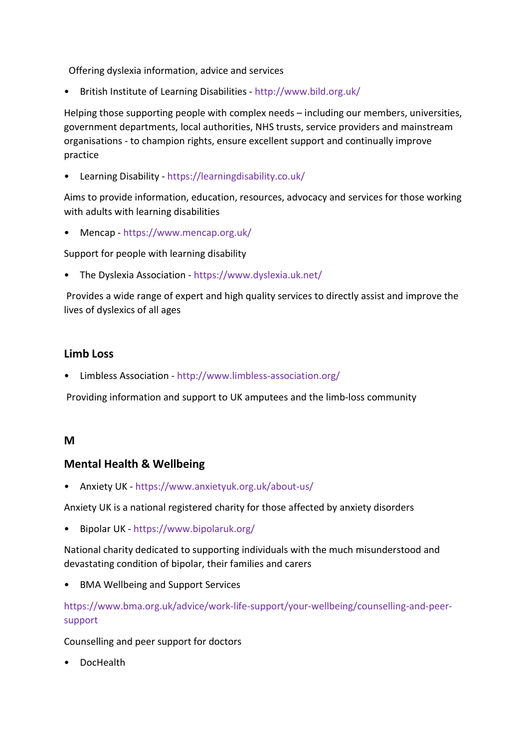Offering dyslexia information, advice and services

- British Institute of Learning Disabilities - http://www.bild.org.uk/

Helping those supporting people with complex needs – including our members, universities, government departments, local authorities, NHS trusts, service providers and mainstream organisations - to champion rights, ensure excellent support and continually improve practice

- Learning Disability - https://learningdisability.co.uk/

Aims to provide information, education, resources, advocacy and services for those working with adults with learning disabilities

- Mencap - https://www.mencap.org.uk/

Support for people with learning disability

- The Dyslexia Association - https://www.dyslexia.uk.net/

Provides a wide range of expert and high quality services to directly assist and improve the lives of dyslexics of all ages

### Limb Loss

- Limbless Association - http://www.limbless-association.org/

Providing information and support to UK amputees and the limb-loss community

## M

### Mental Health & Wellbeing

- Anxiety UK - https://www.anxietyuk.org.uk/about-us/

Anxiety UK is a national registered charity for those affected by anxiety disorders

- Bipolar UK - https://www.bipolaruk.org/

National charity dedicated to supporting individuals with the much misunderstood and devastating condition of bipolar, their families and carers

- BMA Wellbeing and Support Services

https://www.bma.org.uk/advice/work-life-support/your-wellbeing/counselling-and-peer-support

Counselling and peer support for doctors

- DocHealth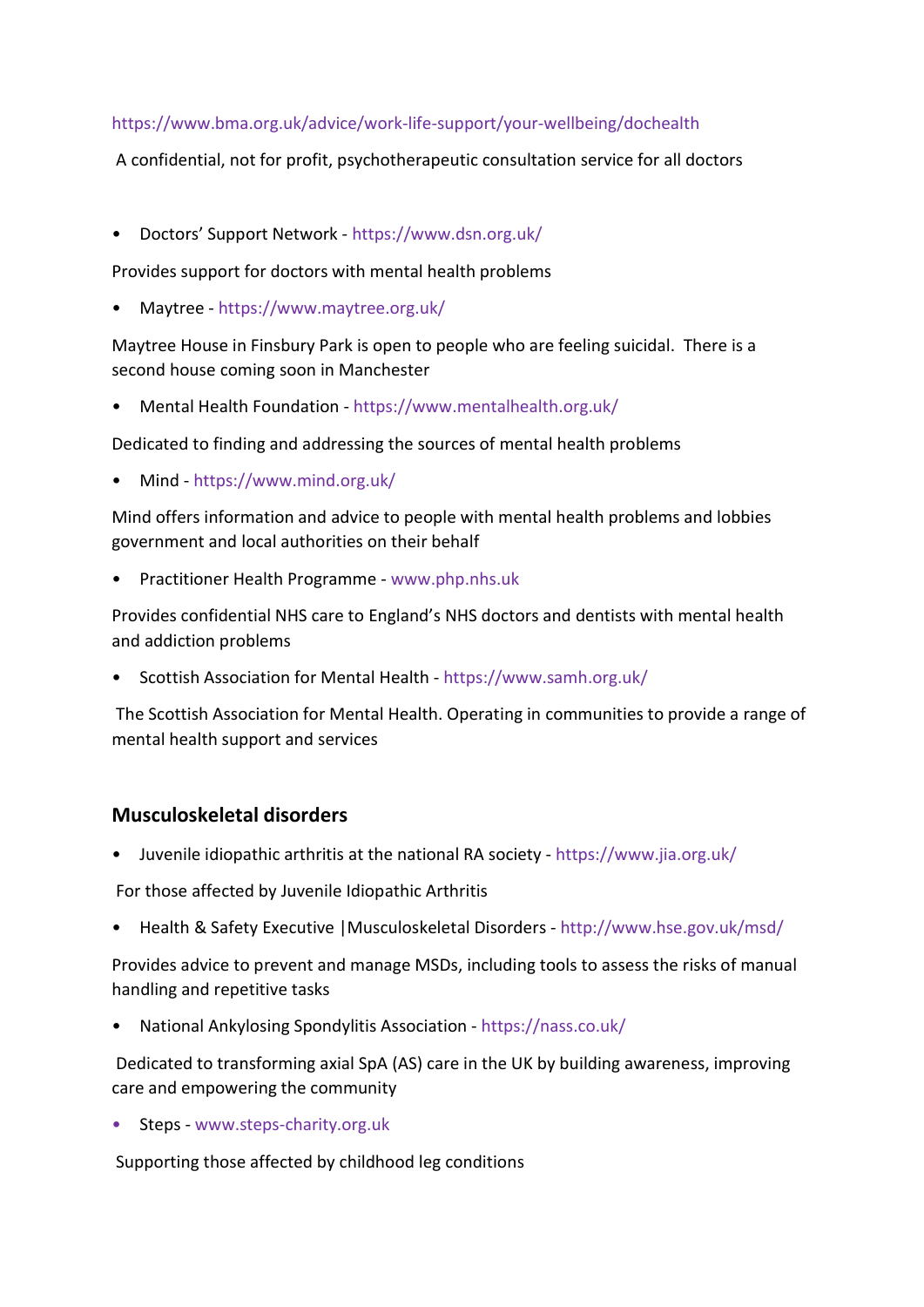https://www.bma.org.uk/advice/work-life-support/your-wellbeing/dochealth

A confidential, not for profit, psychotherapeutic consultation service for all doctors

- Doctors' Support Network - https://www.dsn.org.uk/

Provides support for doctors with mental health problems

- Maytree - https://www.maytree.org.uk/

Maytree House in Finsbury Park is open to people who are feeling suicidal. There is a second house coming soon in Manchester

- Mental Health Foundation - https://www.mentalhealth.org.uk/

Dedicated to finding and addressing the sources of mental health problems

- Mind - https://www.mind.org.uk/

Mind offers information and advice to people with mental health problems and lobbies government and local authorities on their behalf

- Practitioner Health Programme - www.php.nhs.uk

Provides confidential NHS care to England's NHS doctors and dentists with mental health and addiction problems

- Scottish Association for Mental Health - https://www.samh.org.uk/

The Scottish Association for Mental Health. Operating in communities to provide a range of mental health support and services

## Musculoskeletal disorders

- Juvenile idiopathic arthritis at the national RA society - https://www.jia.org.uk/

For those affected by Juvenile Idiopathic Arthritis

- Health & Safety Executive |Musculoskeletal Disorders - http://www.hse.gov.uk/msd/

Provides advice to prevent and manage MSDs, including tools to assess the risks of manual handling and repetitive tasks

- National Ankylosing Spondylitis Association - https://nass.co.uk/

Dedicated to transforming axial SpA (AS) care in the UK by building awareness, improving care and empowering the community

- Steps - www.steps-charity.org.uk

Supporting those affected by childhood leg conditions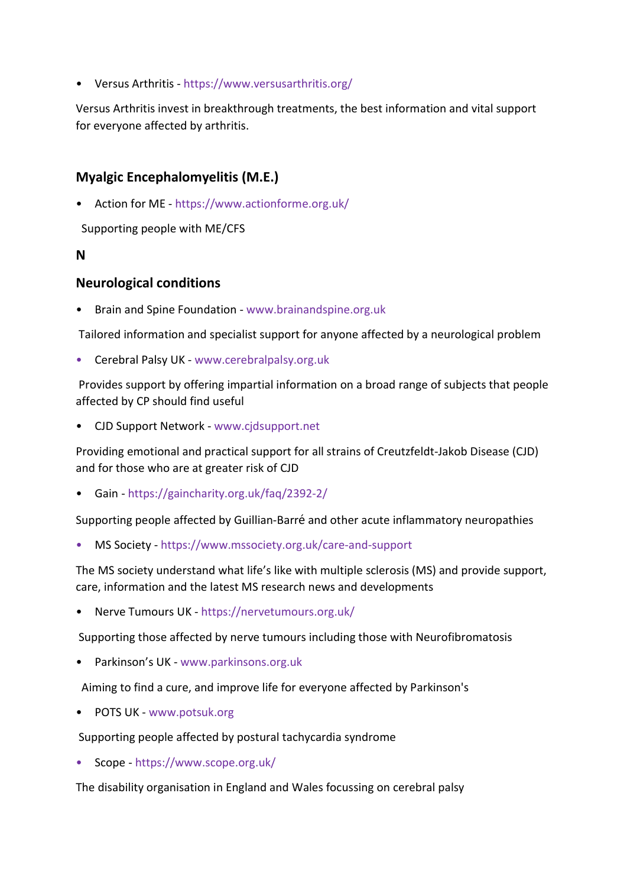- Versus Arthritis - https://www.versusarthritis.org/

Versus Arthritis invest in breakthrough treatments, the best information and vital support for everyone affected by arthritis.

## Myalgic Encephalomyelitis (M.E.)

- Action for ME - https://www.actionforme.org.uk/

Supporting people with ME/CFS

## N

## Neurological conditions

- Brain and Spine Foundation - www.brainandspine.org.uk

Tailored information and specialist support for anyone affected by a neurological problem

- Cerebral Palsy UK - www.cerebralpalsy.org.uk

Provides support by offering impartial information on a broad range of subjects that people affected by CP should find useful

- CJD Support Network - www.cjdsupport.net

Providing emotional and practical support for all strains of Creutzfeldt-Jakob Disease (CJD) and for those who are at greater risk of CJD

- Gain - https://gaincharity.org.uk/faq/2392-2/

Supporting people affected by Guillian-Barré and other acute inflammatory neuropathies

- MS Society - https://www.mssociety.org.uk/care-and-support

The MS society understand what life's like with multiple sclerosis (MS) and provide support, care, information and the latest MS research news and developments

- Nerve Tumours UK - https://nervetumours.org.uk/

Supporting those affected by nerve tumours including those with Neurofibromatosis

- Parkinson's UK - www.parkinsons.org.uk

Aiming to find a cure, and improve life for everyone affected by Parkinson's

- POTS UK - www.potsuk.org

Supporting people affected by postural tachycardia syndrome

- Scope - https://www.scope.org.uk/

The disability organisation in England and Wales focussing on cerebral palsy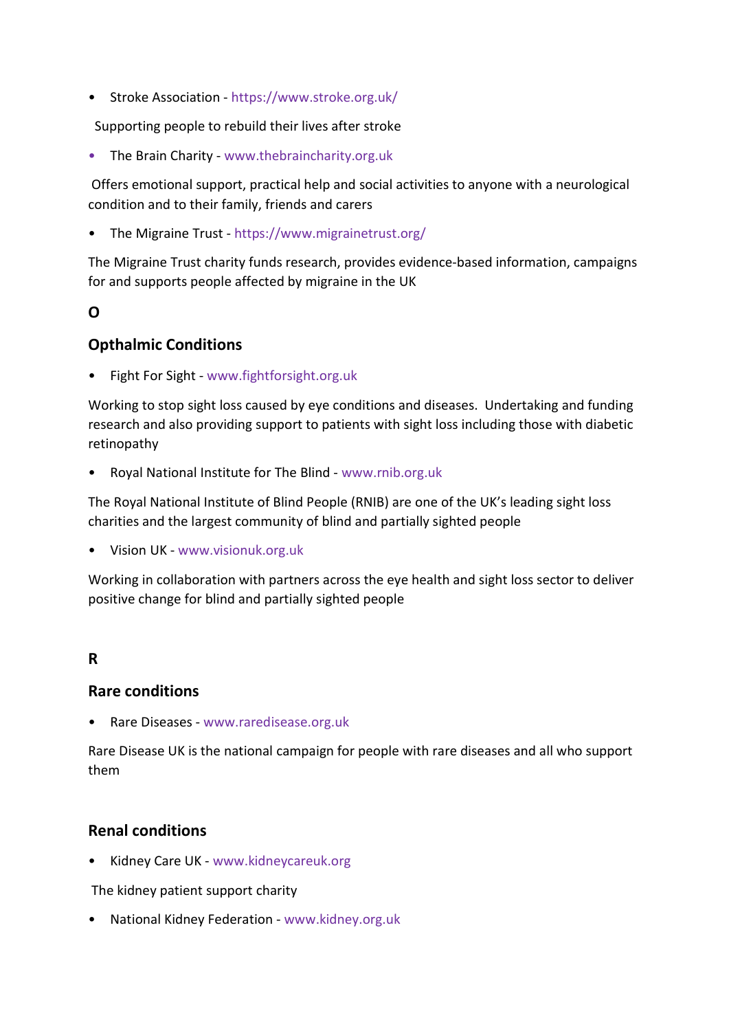- Stroke Association - https://www.stroke.org.uk/

Supporting people to rebuild their lives after stroke

- The Brain Charity - www.thebraincharity.org.uk

Offers emotional support, practical help and social activities to anyone with a neurological condition and to their family, friends and carers

- The Migraine Trust - https://www.migrainetrust.org/

The Migraine Trust charity funds research, provides evidence-based information, campaigns for and supports people affected by migraine in the UK

## O

### Opthalmic Conditions

- Fight For Sight - www.fightforsight.org.uk

Working to stop sight loss caused by eye conditions and diseases. Undertaking and funding research and also providing support to patients with sight loss including those with diabetic retinopathy

- Royal National Institute for The Blind - www.rnib.org.uk

The Royal National Institute of Blind People (RNIB) are one of the UK's leading sight loss charities and the largest community of blind and partially sighted people

- Vision UK - www.visionuk.org.uk

Working in collaboration with partners across the eye health and sight loss sector to deliver positive change for blind and partially sighted people

## R

### Rare conditions

- Rare Diseases - www.raredisease.org.uk

Rare Disease UK is the national campaign for people with rare diseases and all who support them

### Renal conditions

- Kidney Care UK - www.kidneycareuk.org

The kidney patient support charity

- National Kidney Federation - www.kidney.org.uk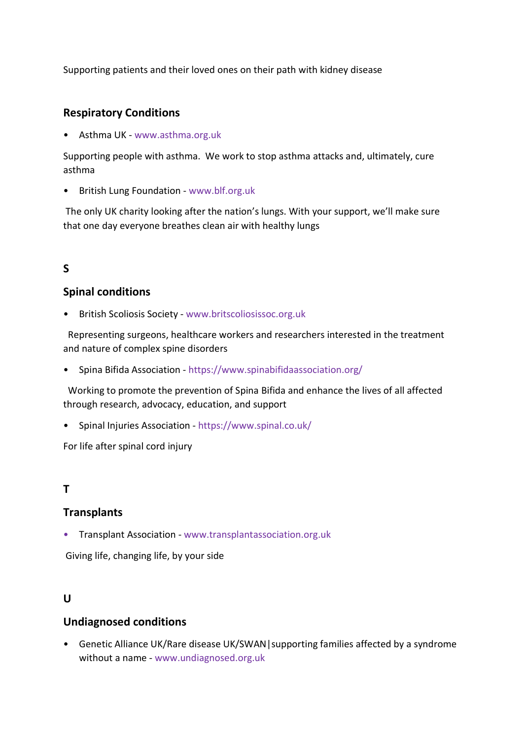Supporting patients and their loved ones on their path with kidney disease

### Respiratory Conditions

- Asthma UK - www.asthma.org.uk

Supporting people with asthma. We work to stop asthma attacks and, ultimately, cure asthma

- British Lung Foundation - www.blf.org.uk

The only UK charity looking after the nation's lungs. With your support, we'll make sure that one day everyone breathes clean air with healthy lungs

## S

### Spinal conditions

- British Scoliosis Society - www.britscoliosissoc.org.uk

Representing surgeons, healthcare workers and researchers interested in the treatment and nature of complex spine disorders

- Spina Bifida Association - https://www.spinabifidaassociation.org/

Working to promote the prevention of Spina Bifida and enhance the lives of all affected through research, advocacy, education, and support

- Spinal Injuries Association - https://www.spinal.co.uk/

For life after spinal cord injury

## T

### Transplants

- Transplant Association - www.transplantassociation.org.uk

Giving life, changing life, by your side

## U

### Undiagnosed conditions

- Genetic Alliance UK/Rare disease UK/SWAN|supporting families affected by a syndrome without a name - www.undiagnosed.org.uk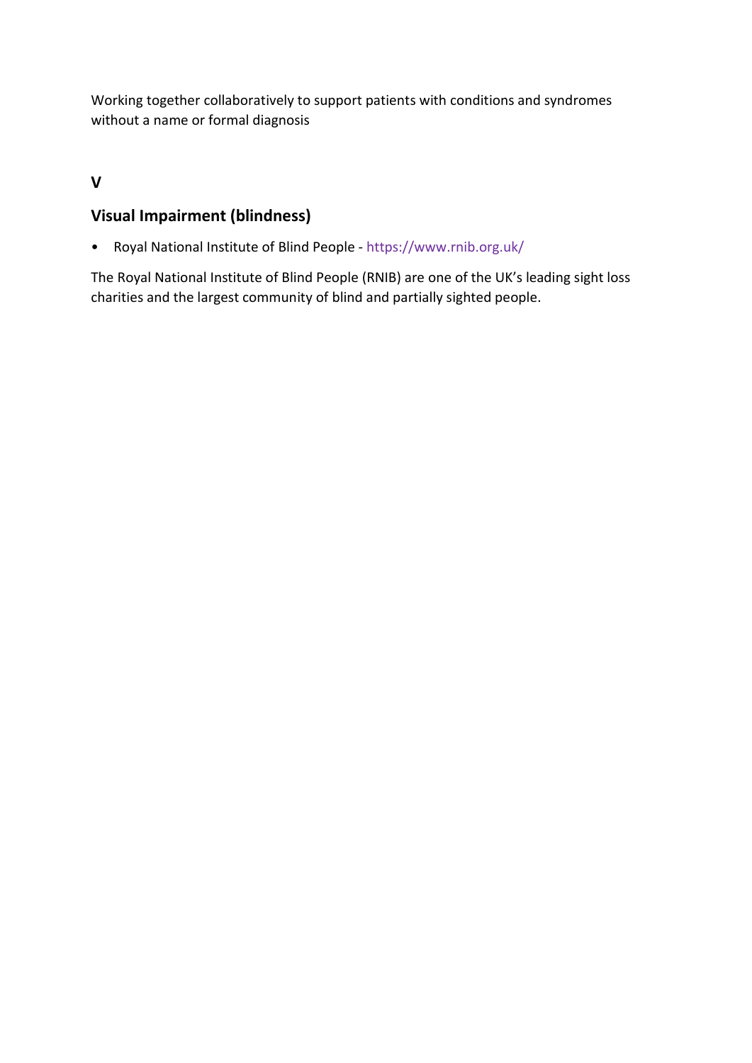Working together collaboratively to support patients with conditions and syndromes without a name or formal diagnosis

## V

### Visual Impairment (blindness)

- Royal National Institute of Blind People - https://www.rnib.org.uk/

The Royal National Institute of Blind People (RNIB) are one of the UK's leading sight loss charities and the largest community of blind and partially sighted people.